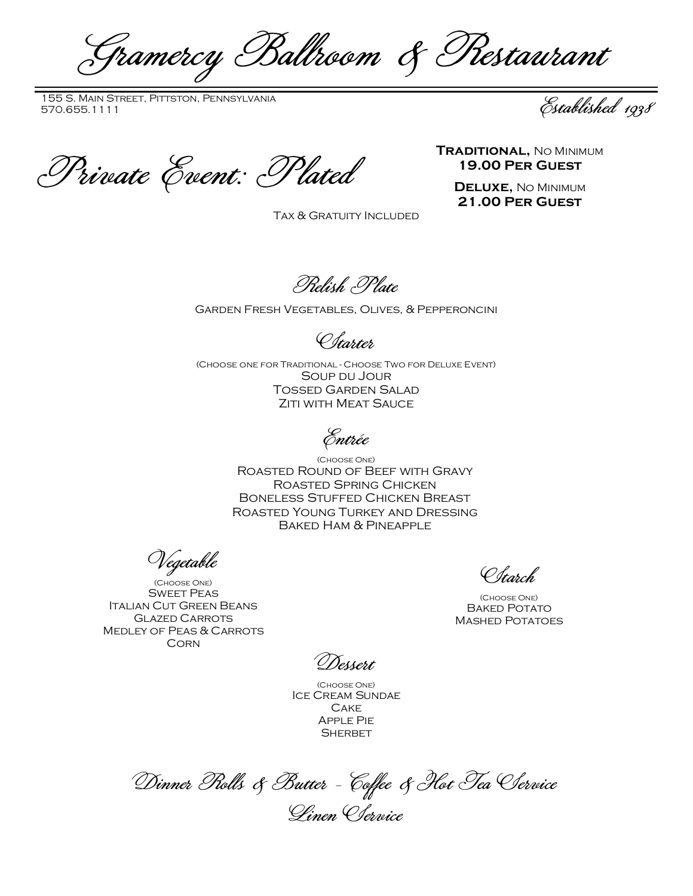# Gramercy Ballroom & Restaurant

155 S. Main Street, Pittston, Pennsylvania
570.655.1111

*Established 1938*

## Private Event: Plated

**Traditional,** No Minimum
**19.00 Per Guest**

**Deluxe,** No Minimum
**21.00 Per Guest**

Tax & Gratuity Included

### Relish Plate

Garden Fresh Vegetables, Olives, & Pepperoncini

### Starter

(Choose one for Traditional - Choose Two for Deluxe Event)

Soup du Jour
Tossed Garden Salad
Ziti with Meat Sauce

### Entrée

(Choose One)

Roasted Round of Beef with Gravy
Roasted Spring Chicken
Boneless Stuffed Chicken Breast
Roasted Young Turkey and Dressing
Baked Ham & Pineapple

### Vegetable

(Choose One)

Sweet Peas
Italian Cut Green Beans
Glazed Carrots
Medley of Peas & Carrots
Corn

### Starch

(Choose One)

Baked Potato
Mashed Potatoes

### Dessert

(Choose One)

Ice Cream Sundae
Cake
Apple Pie
Sherbet

### Dinner Rolls & Butter - Coffee & Hot Tea Service

### Linen Service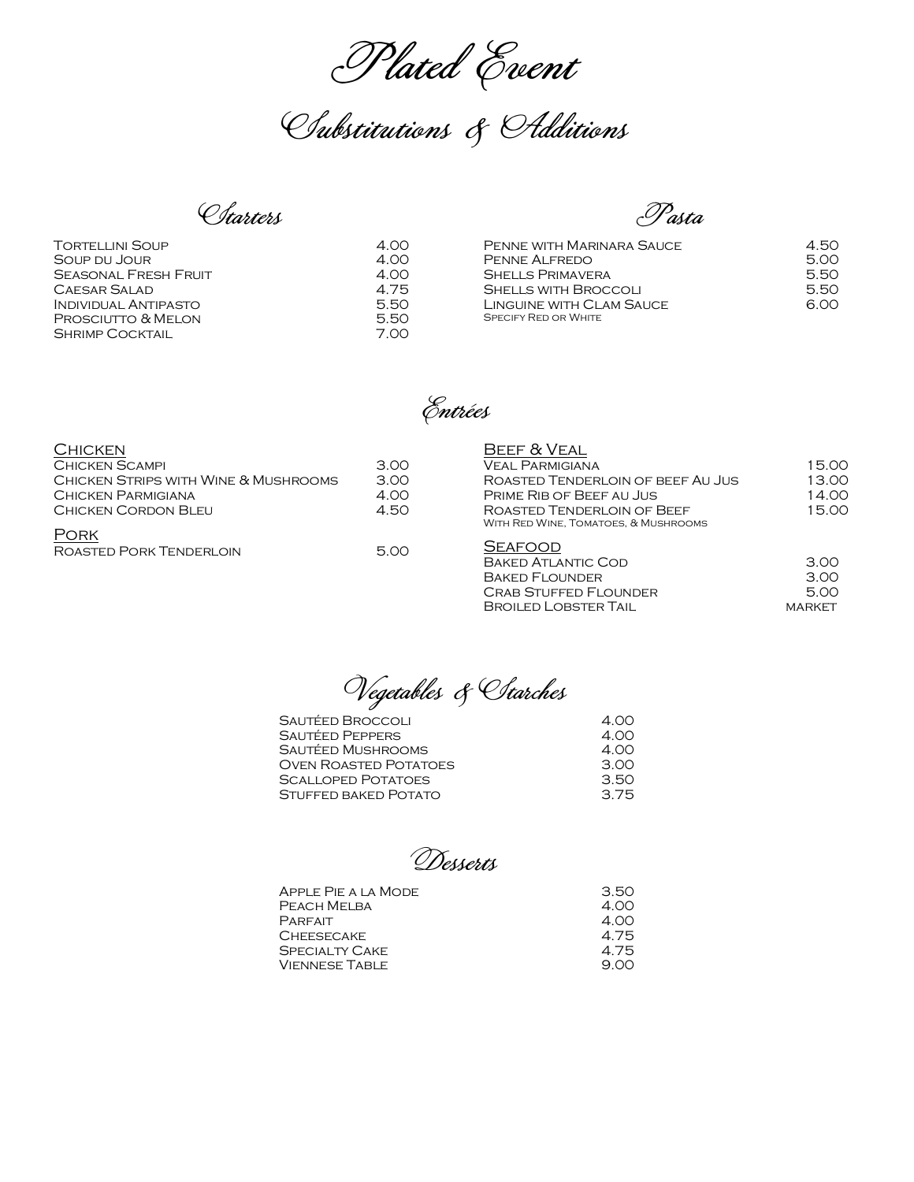# Plated Event

## Substitutions & Additions

### Starters

| | |
|---|---|
| Tortellini Soup | 4.00 |
| Soup du Jour | 4.00 |
| Seasonal Fresh Fruit | 4.00 |
| Caesar Salad | 4.75 |
| Individual Antipasto | 5.50 |
| Prosciutto & Melon | 5.50 |
| Shrimp Cocktail | 7.00 |

### Pasta

| | |
|---|---|
| Penne with Marinara Sauce | 4.50 |
| Penne Alfredo | 5.00 |
| Shells Primavera | 5.50 |
| Shells with Broccoli | 5.50 |
| Linguine with Clam Sauce<br>Specify Red or White | 6.00 |

### Entrées

#### Chicken

| | |
|---|---|
| Chicken Scampi | 3.00 |
| Chicken Strips with Wine & Mushrooms | 3.00 |
| Chicken Parmigiana | 4.00 |
| Chicken Cordon Bleu | 4.50 |

#### Pork

| | |
|---|---|
| Roasted Pork Tenderloin | 5.00 |

#### Beef & Veal

| | |
|---|---|
| Veal Parmigiana | 15.00 |
| Roasted Tenderloin of Beef Au Jus | 13.00 |
| Prime Rib of Beef au Jus | 14.00 |
| Roasted Tenderloin of Beef<br>With Red Wine, Tomatoes, & Mushrooms | 15.00 |

#### Seafood

| | |
|---|---|
| Baked Atlantic Cod | 3.00 |
| Baked Flounder | 3.00 |
| Crab Stuffed Flounder | 5.00 |
| Broiled Lobster Tail | Market |

### Vegetables & Starches

| | |
|---|---|
| Sautéed Broccoli | 4.00 |
| Sautéed Peppers | 4.00 |
| Sautéed Mushrooms | 4.00 |
| Oven Roasted Potatoes | 3.00 |
| Scalloped Potatoes | 3.50 |
| Stuffed baked Potato | 3.75 |

### Desserts

| | |
|---|---|
| Apple Pie a la Mode | 3.50 |
| Peach Melba | 4.00 |
| Parfait | 4.00 |
| Cheesecake | 4.75 |
| Specialty Cake | 4.75 |
| Viennese Table | 9.00 |